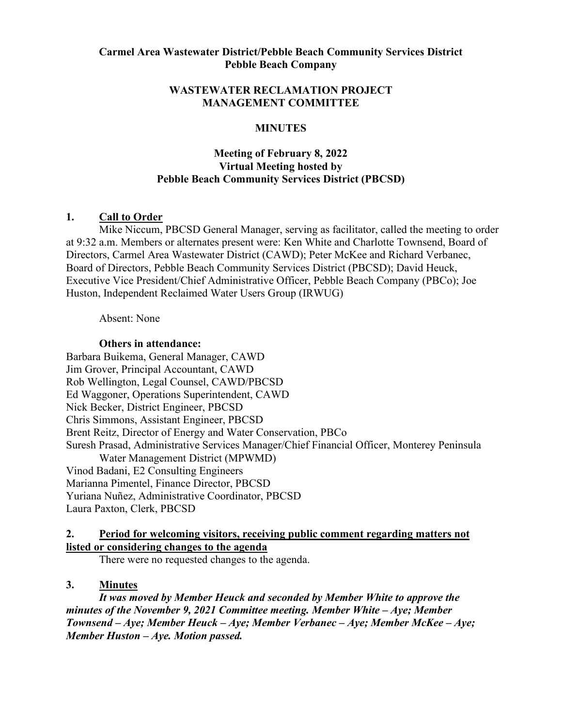**Carmel Area Wastewater District/Pebble Beach Community Services District**
**Pebble Beach Company**

**WASTEWATER RECLAMATION PROJECT**
**MANAGEMENT COMMITTEE**

**MINUTES**

**Meeting of February 8, 2022**
**Virtual Meeting hosted by**
**Pebble Beach Community Services District (PBCSD)**

## 1. Call to Order

Mike Niccum, PBCSD General Manager, serving as facilitator, called the meeting to order at 9:32 a.m. Members or alternates present were: Ken White and Charlotte Townsend, Board of Directors, Carmel Area Wastewater District (CAWD); Peter McKee and Richard Verbanec, Board of Directors, Pebble Beach Community Services District (PBCSD); David Heuck, Executive Vice President/Chief Administrative Officer, Pebble Beach Company (PBCo); Joe Huston, Independent Reclaimed Water Users Group (IRWUG)

Absent: None

**Others in attendance:**

Barbara Buikema, General Manager, CAWD
Jim Grover, Principal Accountant, CAWD
Rob Wellington, Legal Counsel, CAWD/PBCSD
Ed Waggoner, Operations Superintendent, CAWD
Nick Becker, District Engineer, PBCSD
Chris Simmons, Assistant Engineer, PBCSD
Brent Reitz, Director of Energy and Water Conservation, PBCo
Suresh Prasad, Administrative Services Manager/Chief Financial Officer, Monterey Peninsula Water Management District (MPWMD)
Vinod Badani, E2 Consulting Engineers
Marianna Pimentel, Finance Director, PBCSD
Yuriana Nuñez, Administrative Coordinator, PBCSD
Laura Paxton, Clerk, PBCSD

## 2. Period for welcoming visitors, receiving public comment regarding matters not listed or considering changes to the agenda

There were no requested changes to the agenda.

## 3. Minutes

***It was moved by Member Heuck and seconded by Member White to approve the minutes of the November 9, 2021 Committee meeting. Member White – Aye; Member Townsend – Aye; Member Heuck – Aye; Member Verbanec – Aye; Member McKee – Aye; Member Huston – Aye. Motion passed.***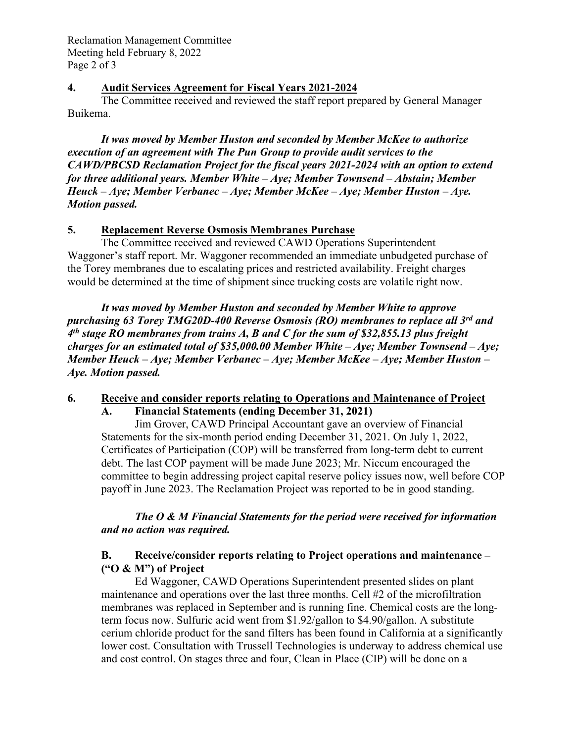**4. Audit Services Agreement for Fiscal Years 2021-2024**

The Committee received and reviewed the staff report prepared by General Manager Buikema.

***It was moved by Member Huston and seconded by Member McKee to authorize execution of an agreement with The Pun Group to provide audit services to the CAWD/PBCSD Reclamation Project for the fiscal years 2021-2024 with an option to extend for three additional years. Member White – Aye; Member Townsend – Abstain; Member Heuck – Aye; Member Verbanec – Aye; Member McKee – Aye; Member Huston – Aye. Motion passed.***

**5. Replacement Reverse Osmosis Membranes Purchase**

The Committee received and reviewed CAWD Operations Superintendent Waggoner's staff report. Mr. Waggoner recommended an immediate unbudgeted purchase of the Torey membranes due to escalating prices and restricted availability. Freight charges would be determined at the time of shipment since trucking costs are volatile right now.

***It was moved by Member Huston and seconded by Member White to approve purchasing 63 Torey TMG20D-400 Reverse Osmosis (RO) membranes to replace all 3rd and 4th stage RO membranes from trains A, B and C for the sum of $32,855.13 plus freight charges for an estimated total of $35,000.00 Member White – Aye; Member Townsend – Aye; Member Heuck – Aye; Member Verbanec – Aye; Member McKee – Aye; Member Huston – Aye. Motion passed.***

**6. Receive and consider reports relating to Operations and Maintenance of Project**

**A. Financial Statements (ending December 31, 2021)**

Jim Grover, CAWD Principal Accountant gave an overview of Financial Statements for the six-month period ending December 31, 2021. On July 1, 2022, Certificates of Participation (COP) will be transferred from long-term debt to current debt. The last COP payment will be made June 2023; Mr. Niccum encouraged the committee to begin addressing project capital reserve policy issues now, well before COP payoff in June 2023. The Reclamation Project was reported to be in good standing.

***The O & M Financial Statements for the period were received for information and no action was required.***

**B. Receive/consider reports relating to Project operations and maintenance – ("O & M") of Project**

Ed Waggoner, CAWD Operations Superintendent presented slides on plant maintenance and operations over the last three months. Cell #2 of the microfiltration membranes was replaced in September and is running fine. Chemical costs are the long-term focus now. Sulfuric acid went from $1.92/gallon to $4.90/gallon. A substitute cerium chloride product for the sand filters has been found in California at a significantly lower cost. Consultation with Trussell Technologies is underway to address chemical use and cost control. On stages three and four, Clean in Place (CIP) will be done on a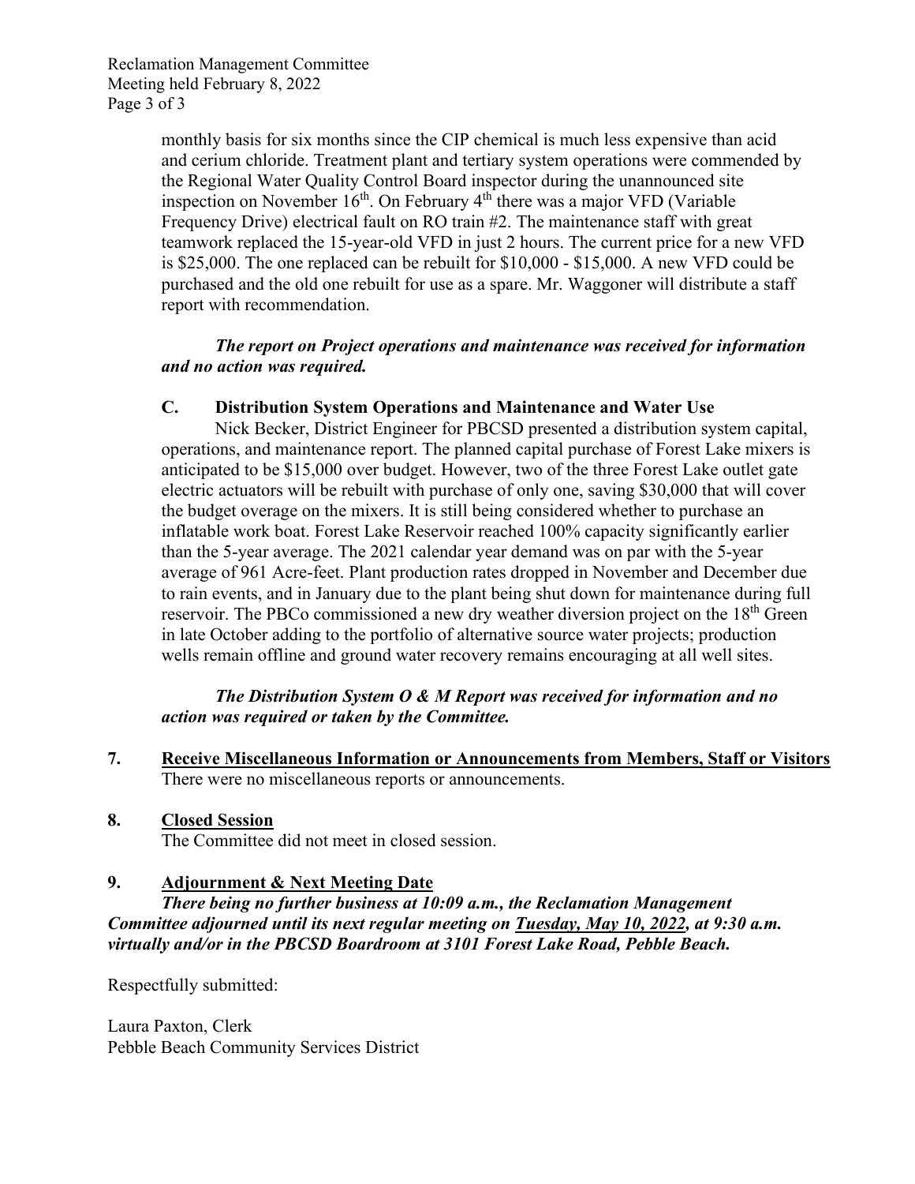monthly basis for six months since the CIP chemical is much less expensive than acid and cerium chloride. Treatment plant and tertiary system operations were commended by the Regional Water Quality Control Board inspector during the unannounced site inspection on November 16th. On February 4th there was a major VFD (Variable Frequency Drive) electrical fault on RO train #2. The maintenance staff with great teamwork replaced the 15-year-old VFD in just 2 hours. The current price for a new VFD is $25,000. The one replaced can be rebuilt for $10,000 - $15,000. A new VFD could be purchased and the old one rebuilt for use as a spare. Mr. Waggoner will distribute a staff report with recommendation.

***The report on Project operations and maintenance was received for information and no action was required.***

**C. Distribution System Operations and Maintenance and Water Use**

Nick Becker, District Engineer for PBCSD presented a distribution system capital, operations, and maintenance report. The planned capital purchase of Forest Lake mixers is anticipated to be $15,000 over budget. However, two of the three Forest Lake outlet gate electric actuators will be rebuilt with purchase of only one, saving $30,000 that will cover the budget overage on the mixers. It is still being considered whether to purchase an inflatable work boat. Forest Lake Reservoir reached 100% capacity significantly earlier than the 5-year average. The 2021 calendar year demand was on par with the 5-year average of 961 Acre-feet. Plant production rates dropped in November and December due to rain events, and in January due to the plant being shut down for maintenance during full reservoir. The PBCo commissioned a new dry weather diversion project on the 18th Green in late October adding to the portfolio of alternative source water projects; production wells remain offline and ground water recovery remains encouraging at all well sites.

***The Distribution System O & M Report was received for information and no action was required or taken by the Committee.***

**7. <u>Receive Miscellaneous Information or Announcements from Members, Staff or Visitors</u>**

There were no miscellaneous reports or announcements.

**8. <u>Closed Session</u>**

The Committee did not meet in closed session.

**9. <u>Adjournment & Next Meeting Date</u>**

***There being no further business at 10:09 a.m., the Reclamation Management Committee adjourned until its next regular meeting on <u>Tuesday, May 10, 2022</u>, at 9:30 a.m. virtually and/or in the PBCSD Boardroom at 3101 Forest Lake Road, Pebble Beach.***

Respectfully submitted:

Laura Paxton, Clerk
Pebble Beach Community Services District